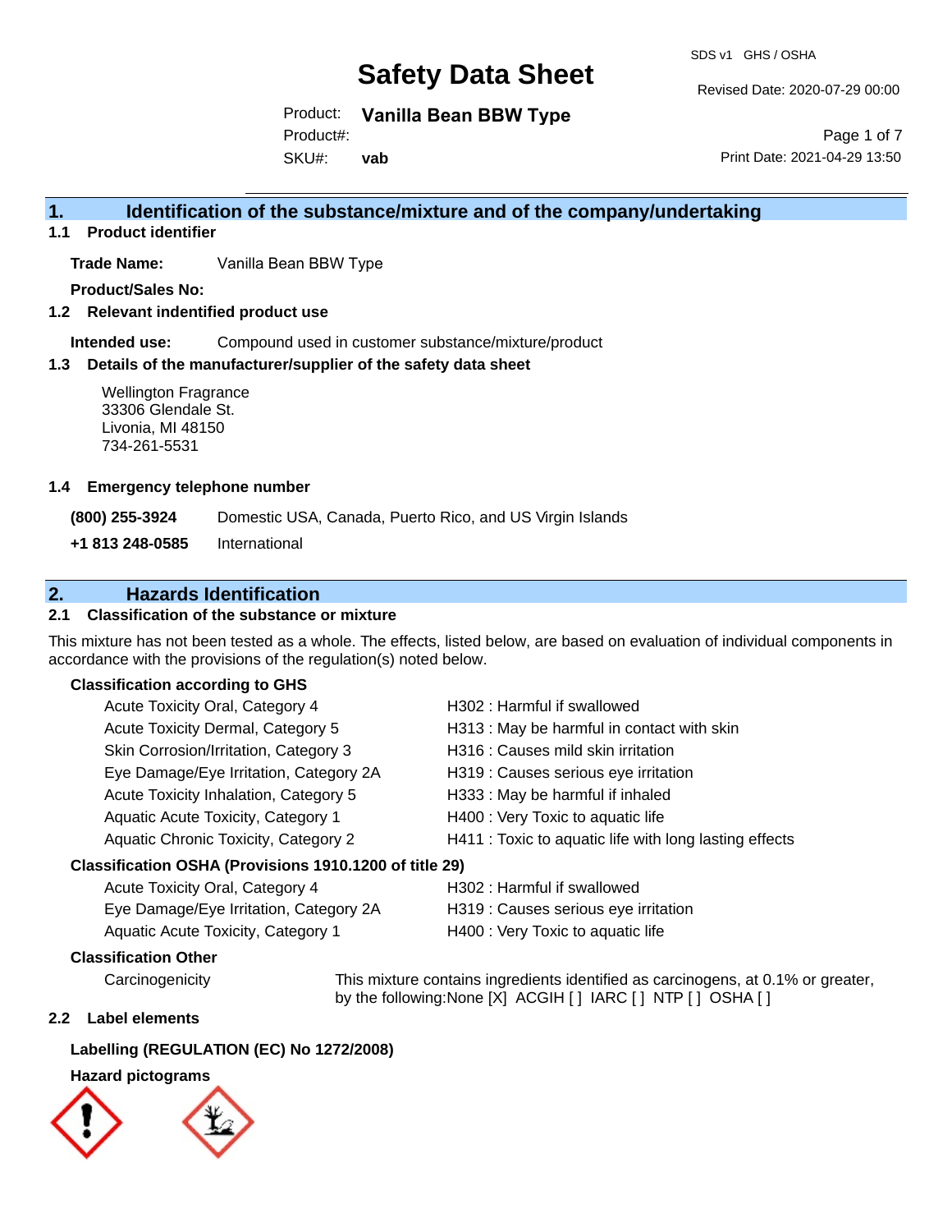# Safety Data Sheet

SDS v1 GHS / OSHA

Revised Date: 2020-07-29 00:00

Product: **Vanilla Bean BBW Type**
Product#:
SKU#: **vab**

Print Date: 2021-04-29 13:50

## 1. Identification of the substance/mixture and of the company/undertaking

### 1.1 Product identifier

**Trade Name:** Vanilla Bean BBW Type

**Product/Sales No:**

### 1.2 Relevant indentified product use

**Intended use:** Compound used in customer substance/mixture/product

### 1.3 Details of the manufacturer/supplier of the safety data sheet

Wellington Fragrance
33306 Glendale St.
Livonia, MI 48150
734-261-5531

### 1.4 Emergency telephone number

**(800) 255-3924** Domestic USA, Canada, Puerto Rico, and US Virgin Islands

**+1 813 248-0585** International

## 2. Hazards Identification

### 2.1 Classification of the substance or mixture

This mixture has not been tested as a whole. The effects, listed below, are based on evaluation of individual components in accordance with the provisions of the regulation(s) noted below.

**Classification according to GHS**

| | |
|---|---|
| Acute Toxicity Oral, Category 4 | H302 : Harmful if swallowed |
| Acute Toxicity Dermal, Category 5 | H313 : May be harmful in contact with skin |
| Skin Corrosion/Irritation, Category 3 | H316 : Causes mild skin irritation |
| Eye Damage/Eye Irritation, Category 2A | H319 : Causes serious eye irritation |
| Acute Toxicity Inhalation, Category 5 | H333 : May be harmful if inhaled |
| Aquatic Acute Toxicity, Category 1 | H400 : Very Toxic to aquatic life |
| Aquatic Chronic Toxicity, Category 2 | H411 : Toxic to aquatic life with long lasting effects |

**Classification OSHA (Provisions 1910.1200 of title 29)**

| | |
|---|---|
| Acute Toxicity Oral, Category 4 | H302 : Harmful if swallowed |
| Eye Damage/Eye Irritation, Category 2A | H319 : Causes serious eye irritation |
| Aquatic Acute Toxicity, Category 1 | H400 : Very Toxic to aquatic life |

**Classification Other**

Carcinogenicity: This mixture contains ingredients identified as carcinogens, at 0.1% or greater, by the following:None [X] ACGIH [ ] IARC [ ] NTP [ ] OSHA [ ]

### 2.2 Label elements

**Labelling (REGULATION (EC) No 1272/2008)**

**Hazard pictograms**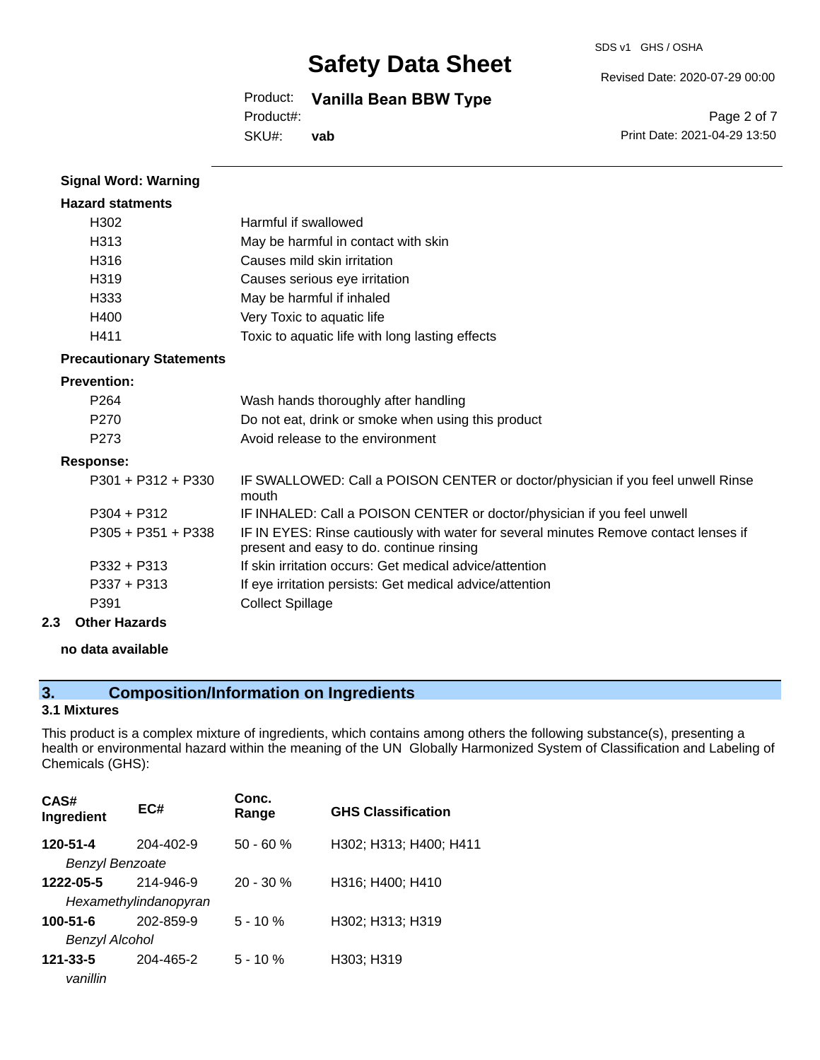**Signal Word: Warning**

**Hazard statments**

| | |
|---|---|
| H302 | Harmful if swallowed |
| H313 | May be harmful in contact with skin |
| H316 | Causes mild skin irritation |
| H319 | Causes serious eye irritation |
| H333 | May be harmful if inhaled |
| H400 | Very Toxic to aquatic life |
| H411 | Toxic to aquatic life with long lasting effects |

**Precautionary Statements**

**Prevention:**

| | |
|---|---|
| P264 | Wash hands thoroughly after handling |
| P270 | Do not eat, drink or smoke when using this product |
| P273 | Avoid release to the environment |

**Response:**

| | |
|---|---|
| P301 + P312 + P330 | IF SWALLOWED: Call a POISON CENTER or doctor/physician if you feel unwell Rinse mouth |
| P304 + P312 | IF INHALED: Call a POISON CENTER or doctor/physician if you feel unwell |
| P305 + P351 + P338 | IF IN EYES: Rinse cautiously with water for several minutes Remove contact lenses if present and easy to do. continue rinsing |
| P332 + P313 | If skin irritation occurs: Get medical advice/attention |
| P337 + P313 | If eye irritation persists: Get medical advice/attention |
| P391 | Collect Spillage |

**2.3 Other Hazards**

**no data available**

## 3. Composition/Information on Ingredients

**3.1 Mixtures**

This product is a complex mixture of ingredients, which contains among others the following substance(s), presenting a health or environmental hazard within the meaning of the UN Globally Harmonized System of Classification and Labeling of Chemicals (GHS):

| CAS# Ingredient | EC# | Conc. Range | GHS Classification |
|---|---|---|---|
| **120-51-4** *Benzyl Benzoate* | 204-402-9 | 50 - 60 % | H302; H313; H400; H411 |
| **1222-05-5** *Hexamethylindanopyran* | 214-946-9 | 20 - 30 % | H316; H400; H410 |
| **100-51-6** *Benzyl Alcohol* | 202-859-9 | 5 - 10 % | H302; H313; H319 |
| **121-33-5** *vanillin* | 204-465-2 | 5 - 10 % | H303; H319 |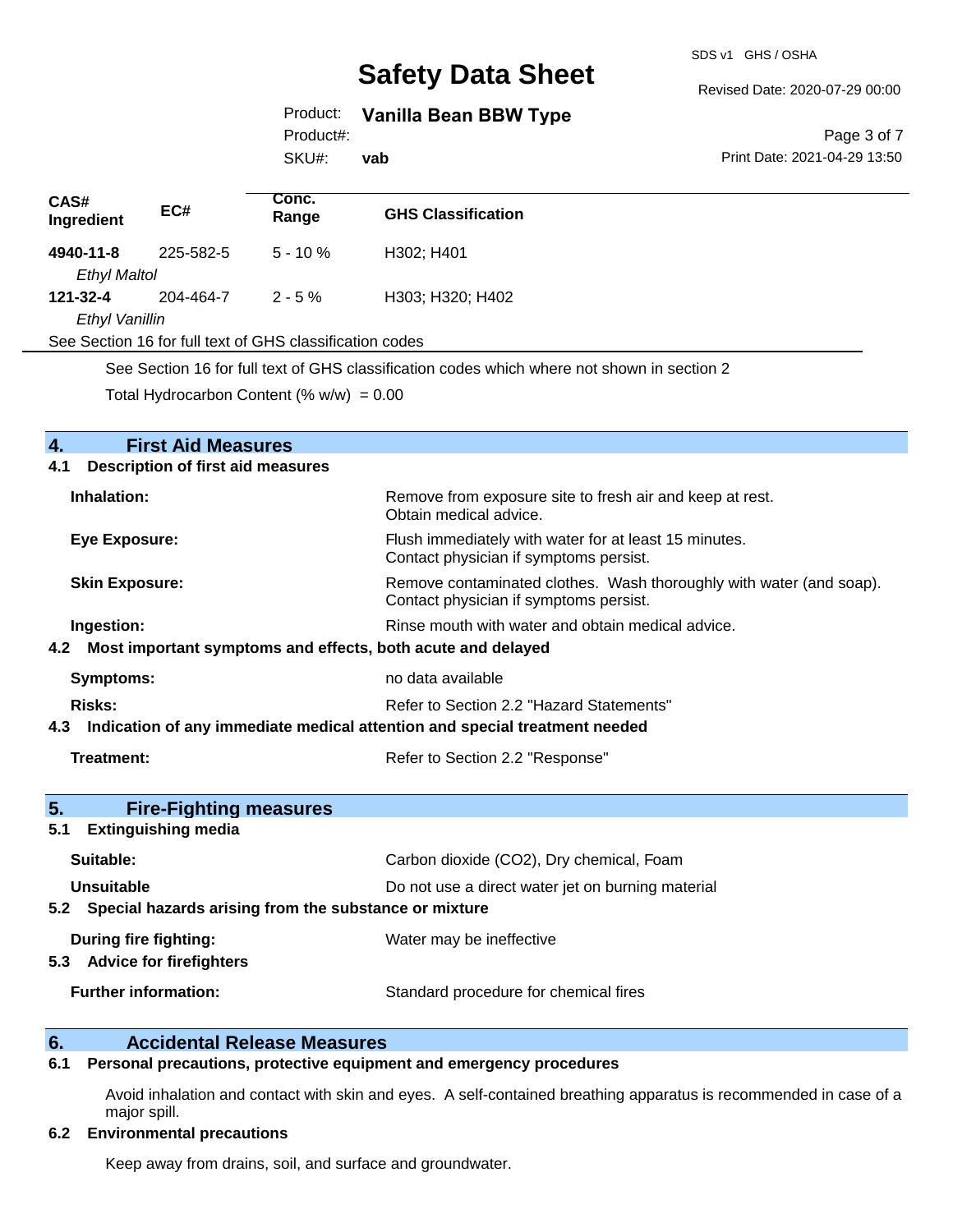| CAS# Ingredient | EC# | Conc. Range | GHS Classification |
|---|---|---|---|
| **4940-11-8** *Ethyl Maltol* | 225-582-5 | 5 - 10 % | H302; H401 |
| **121-32-4** *Ethyl Vanillin* | 204-464-7 | 2 - 5 % | H303; H320; H402 |

See Section 16 for full text of GHS classification codes

See Section 16 for full text of GHS classification codes which where not shown in section 2

Total Hydrocarbon Content (% w/w) = 0.00

## 4. First Aid Measures

### 4.1 Description of first aid measures

| | |
|---|---|
| **Inhalation:** | Remove from exposure site to fresh air and keep at rest. Obtain medical advice. |
| **Eye Exposure:** | Flush immediately with water for at least 15 minutes. Contact physician if symptoms persist. |
| **Skin Exposure:** | Remove contaminated clothes. Wash thoroughly with water (and soap). Contact physician if symptoms persist. |
| **Ingestion:** | Rinse mouth with water and obtain medical advice. |

### 4.2 Most important symptoms and effects, both acute and delayed

| | |
|---|---|
| **Symptoms:** | no data available |
| **Risks:** | Refer to Section 2.2 "Hazard Statements" |

### 4.3 Indication of any immediate medical attention and special treatment needed

| | |
|---|---|
| **Treatment:** | Refer to Section 2.2 "Response" |

## 5. Fire-Fighting measures

### 5.1 Extinguishing media

| | |
|---|---|
| **Suitable:** | Carbon dioxide ($CO_2$), Dry chemical, Foam |
| **Unsuitable** | Do not use a direct water jet on burning material |

### 5.2 Special hazards arising from the substance or mixture

| | |
|---|---|
| **During fire fighting:** | Water may be ineffective |

### 5.3 Advice for firefighters

| | |
|---|---|
| **Further information:** | Standard procedure for chemical fires |

## 6. Accidental Release Measures

### 6.1 Personal precautions, protective equipment and emergency procedures

Avoid inhalation and contact with skin and eyes. A self-contained breathing apparatus is recommended in case of a major spill.

### 6.2 Environmental precautions

Keep away from drains, soil, and surface and groundwater.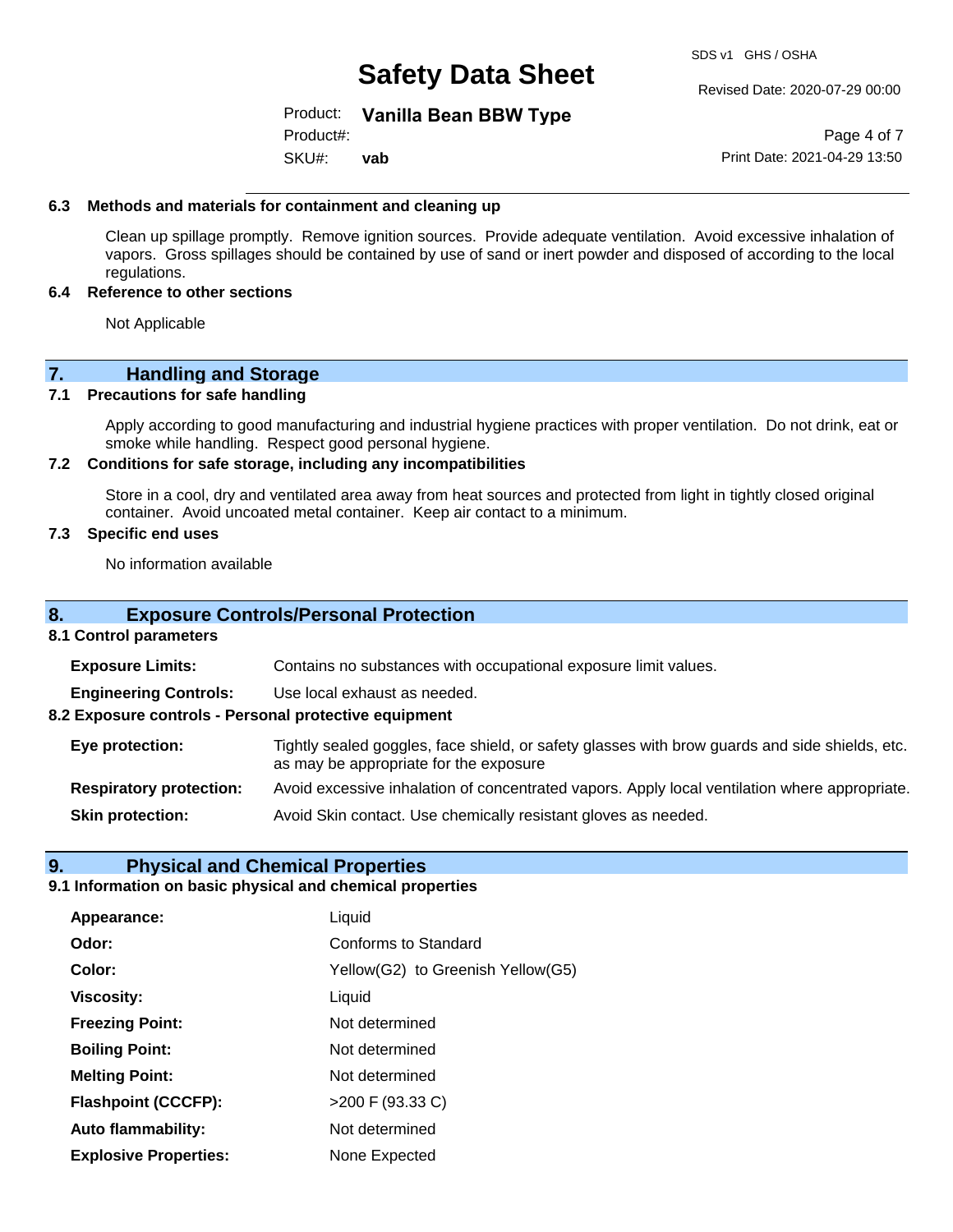### 6.3 Methods and materials for containment and cleaning up

Clean up spillage promptly. Remove ignition sources. Provide adequate ventilation. Avoid excessive inhalation of vapors. Gross spillages should be contained by use of sand or inert powder and disposed of according to the local regulations.

### 6.4 Reference to other sections

Not Applicable

## 7. Handling and Storage

### 7.1 Precautions for safe handling

Apply according to good manufacturing and industrial hygiene practices with proper ventilation. Do not drink, eat or smoke while handling. Respect good personal hygiene.

### 7.2 Conditions for safe storage, including any incompatibilities

Store in a cool, dry and ventilated area away from heat sources and protected from light in tightly closed original container. Avoid uncoated metal container. Keep air contact to a minimum.

### 7.3 Specific end uses

No information available

## 8. Exposure Controls/Personal Protection

### 8.1 Control parameters

**Exposure Limits:** Contains no substances with occupational exposure limit values.

**Engineering Controls:** Use local exhaust as needed.

### 8.2 Exposure controls - Personal protective equipment

**Eye protection:** Tightly sealed goggles, face shield, or safety glasses with brow guards and side shields, etc. as may be appropriate for the exposure

**Respiratory protection:** Avoid excessive inhalation of concentrated vapors. Apply local ventilation where appropriate.

**Skin protection:** Avoid Skin contact. Use chemically resistant gloves as needed.

## 9. Physical and Chemical Properties

### 9.1 Information on basic physical and chemical properties

| | |
|---|---|
| **Appearance:** | Liquid |
| **Odor:** | Conforms to Standard |
| **Color:** | Yellow(G2) to Greenish Yellow(G5) |
| **Viscosity:** | Liquid |
| **Freezing Point:** | Not determined |
| **Boiling Point:** | Not determined |
| **Melting Point:** | Not determined |
| **Flashpoint (CCCFP):** | >200 F (93.33 C) |
| **Auto flammability:** | Not determined |
| **Explosive Properties:** | None Expected |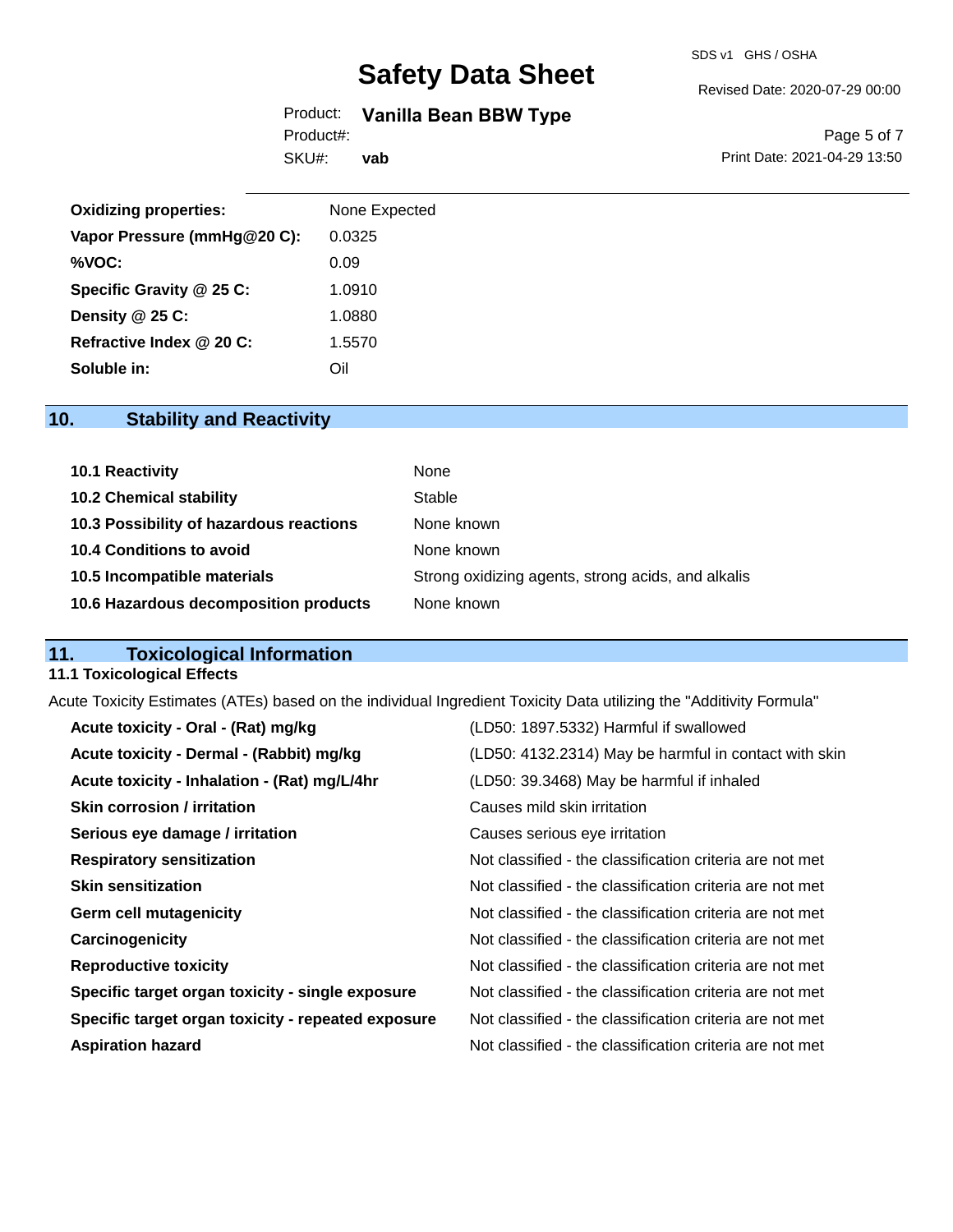| | |
|---|---|
| **Oxidizing properties:** | None Expected |
| **Vapor Pressure (mmHg@20 C):** | 0.0325 |
| **%VOC:** | 0.09 |
| **Specific Gravity @ 25 C:** | 1.0910 |
| **Density @ 25 C:** | 1.0880 |
| **Refractive Index @ 20 C:** | 1.5570 |
| **Soluble in:** | Oil |

## 10. Stability and Reactivity

| | |
|---|---|
| **10.1 Reactivity** | None |
| **10.2 Chemical stability** | Stable |
| **10.3 Possibility of hazardous reactions** | None known |
| **10.4 Conditions to avoid** | None known |
| **10.5 Incompatible materials** | Strong oxidizing agents, strong acids, and alkalis |
| **10.6 Hazardous decomposition products** | None known |

## 11. Toxicological Information

### 11.1 Toxicological Effects

Acute Toxicity Estimates (ATEs) based on the individual Ingredient Toxicity Data utilizing the "Additivity Formula"

| | |
|---|---|
| **Acute toxicity - Oral - (Rat) mg/kg** | (LD50: 1897.5332) Harmful if swallowed |
| **Acute toxicity - Dermal - (Rabbit) mg/kg** | (LD50: 4132.2314) May be harmful in contact with skin |
| **Acute toxicity - Inhalation - (Rat) mg/L/4hr** | (LD50: 39.3468) May be harmful if inhaled |
| **Skin corrosion / irritation** | Causes mild skin irritation |
| **Serious eye damage / irritation** | Causes serious eye irritation |
| **Respiratory sensitization** | Not classified - the classification criteria are not met |
| **Skin sensitization** | Not classified - the classification criteria are not met |
| **Germ cell mutagenicity** | Not classified - the classification criteria are not met |
| **Carcinogenicity** | Not classified - the classification criteria are not met |
| **Reproductive toxicity** | Not classified - the classification criteria are not met |
| **Specific target organ toxicity - single exposure** | Not classified - the classification criteria are not met |
| **Specific target organ toxicity - repeated exposure** | Not classified - the classification criteria are not met |
| **Aspiration hazard** | Not classified - the classification criteria are not met |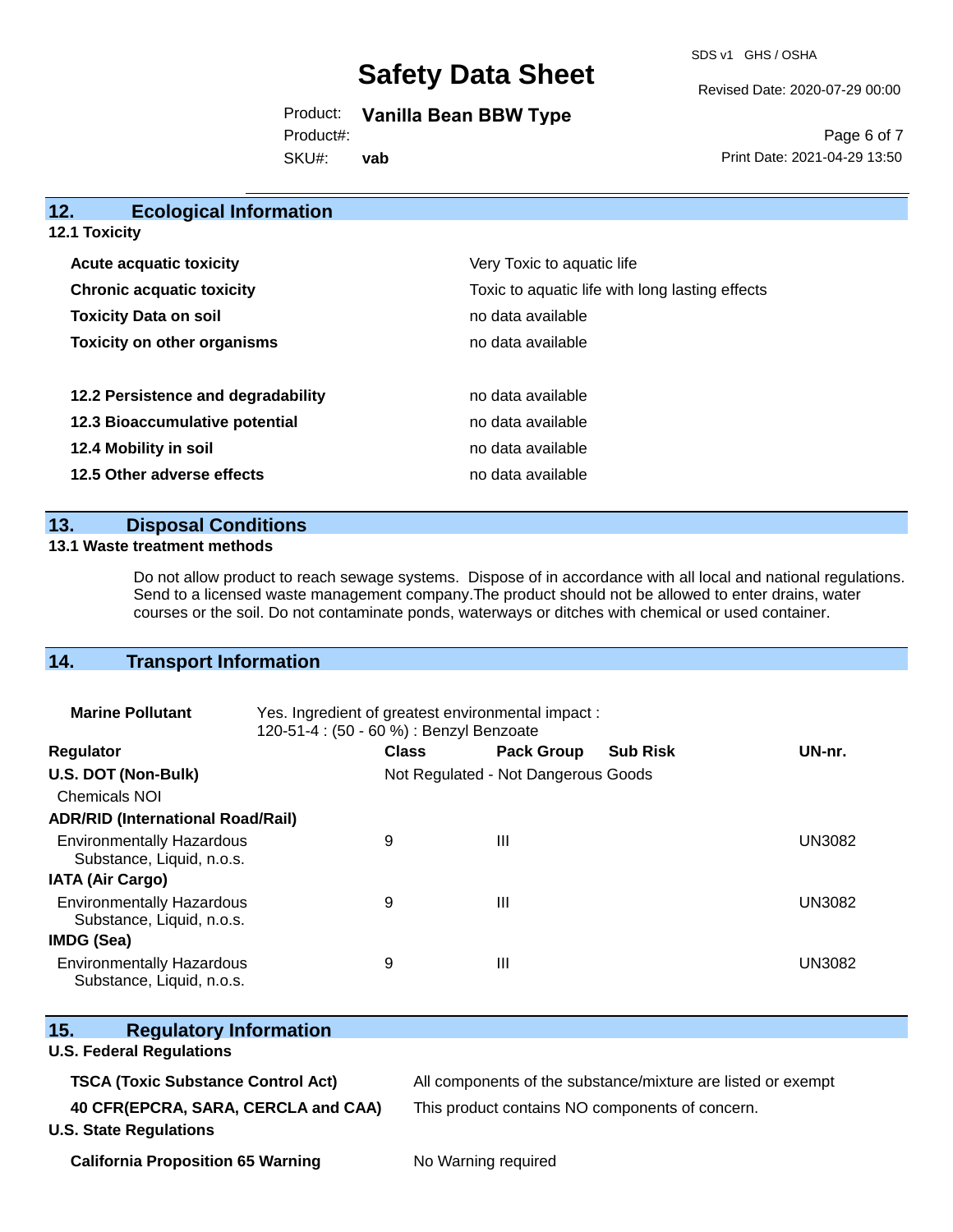## 12. Ecological Information

### 12.1 Toxicity

| | |
|---|---|
| **Acute acquatic toxicity** | Very Toxic to aquatic life |
| **Chronic acquatic toxicity** | Toxic to aquatic life with long lasting effects |
| **Toxicity Data on soil** | no data available |
| **Toxicity on other organisms** | no data available |

| | |
|---|---|
| **12.2 Persistence and degradability** | no data available |
| **12.3 Bioaccumulative potential** | no data available |
| **12.4 Mobility in soil** | no data available |
| **12.5 Other adverse effects** | no data available |

## 13. Disposal Conditions

### 13.1 Waste treatment methods

Do not allow product to reach sewage systems. Dispose of in accordance with all local and national regulations. Send to a licensed waste management company.The product should not be allowed to enter drains, water courses or the soil. Do not contaminate ponds, waterways or ditches with chemical or used container.

## 14. Transport Information

**Marine Pollutant** Yes. Ingredient of greatest environmental impact : 120-51-4 : (50 - 60 %) : Benzyl Benzoate

| Regulator | Class | Pack Group | Sub Risk | UN-nr. |
|---|---|---|---|---|
| **U.S. DOT (Non-Bulk)** | Not Regulated - Not Dangerous Goods | | | |
| Chemicals NOI | | | | |
| **ADR/RID (International Road/Rail)** | | | | |
| Environmentally Hazardous Substance, Liquid, n.o.s. | 9 | III | | UN3082 |
| **IATA (Air Cargo)** | | | | |
| Environmentally Hazardous Substance, Liquid, n.o.s. | 9 | III | | UN3082 |
| **IMDG (Sea)** | | | | |
| Environmentally Hazardous Substance, Liquid, n.o.s. | 9 | III | | UN3082 |

## 15. Regulatory Information

### U.S. Federal Regulations

| | |
|---|---|
| **TSCA (Toxic Substance Control Act)** | All components of the substance/mixture are listed or exempt |
| **40 CFR(EPCRA, SARA, CERCLA and CAA)** | This product contains NO components of concern. |

### U.S. State Regulations

| | |
|---|---|
| **California Proposition 65 Warning** | No Warning required |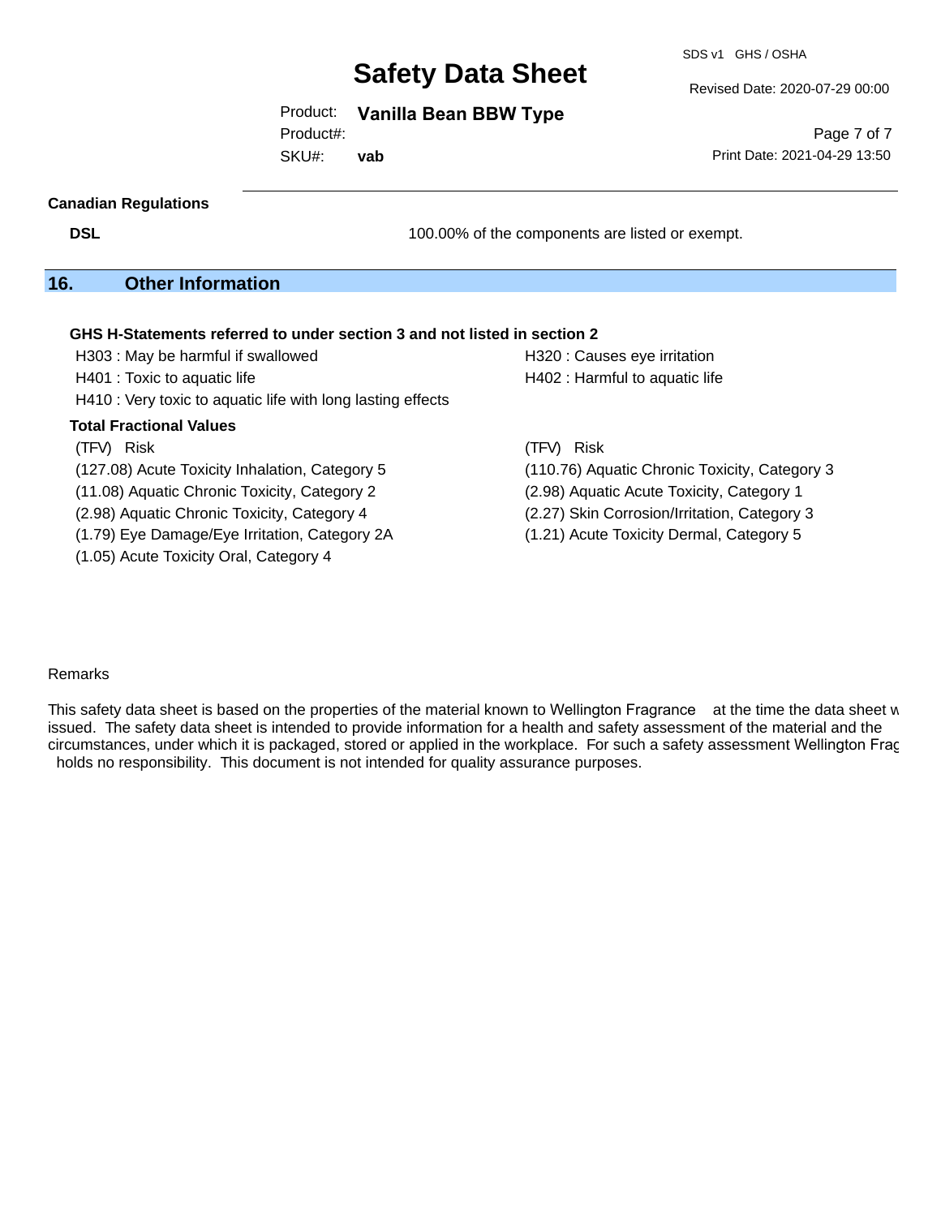**Canadian Regulations**

**DSL** 100.00% of the components are listed or exempt.

## 16. Other Information

**GHS H-Statements referred to under section 3 and not listed in section 2**

H303 : May be harmful if swallowed

H320 : Causes eye irritation

H401 : Toxic to aquatic life

H402 : Harmful to aquatic life

H410 : Very toxic to aquatic life with long lasting effects

**Total Fractional Values**

| (TFV) Risk | (TFV) Risk |
|---|---|
| (127.08) Acute Toxicity Inhalation, Category 5 | (110.76) Aquatic Chronic Toxicity, Category 3 |
| (11.08) Aquatic Chronic Toxicity, Category 2 | (2.98) Aquatic Acute Toxicity, Category 1 |
| (2.98) Aquatic Chronic Toxicity, Category 4 | (2.27) Skin Corrosion/Irritation, Category 3 |
| (1.79) Eye Damage/Eye Irritation, Category 2A | (1.21) Acute Toxicity Dermal, Category 5 |
| (1.05) Acute Toxicity Oral, Category 4 | |

Remarks

This safety data sheet is based on the properties of the material known to Wellington Fragrance at the time the data sheet w issued. The safety data sheet is intended to provide information for a health and safety assessment of the material and the circumstances, under which it is packaged, stored or applied in the workplace. For such a safety assessment Wellington Frag holds no responsibility. This document is not intended for quality assurance purposes.